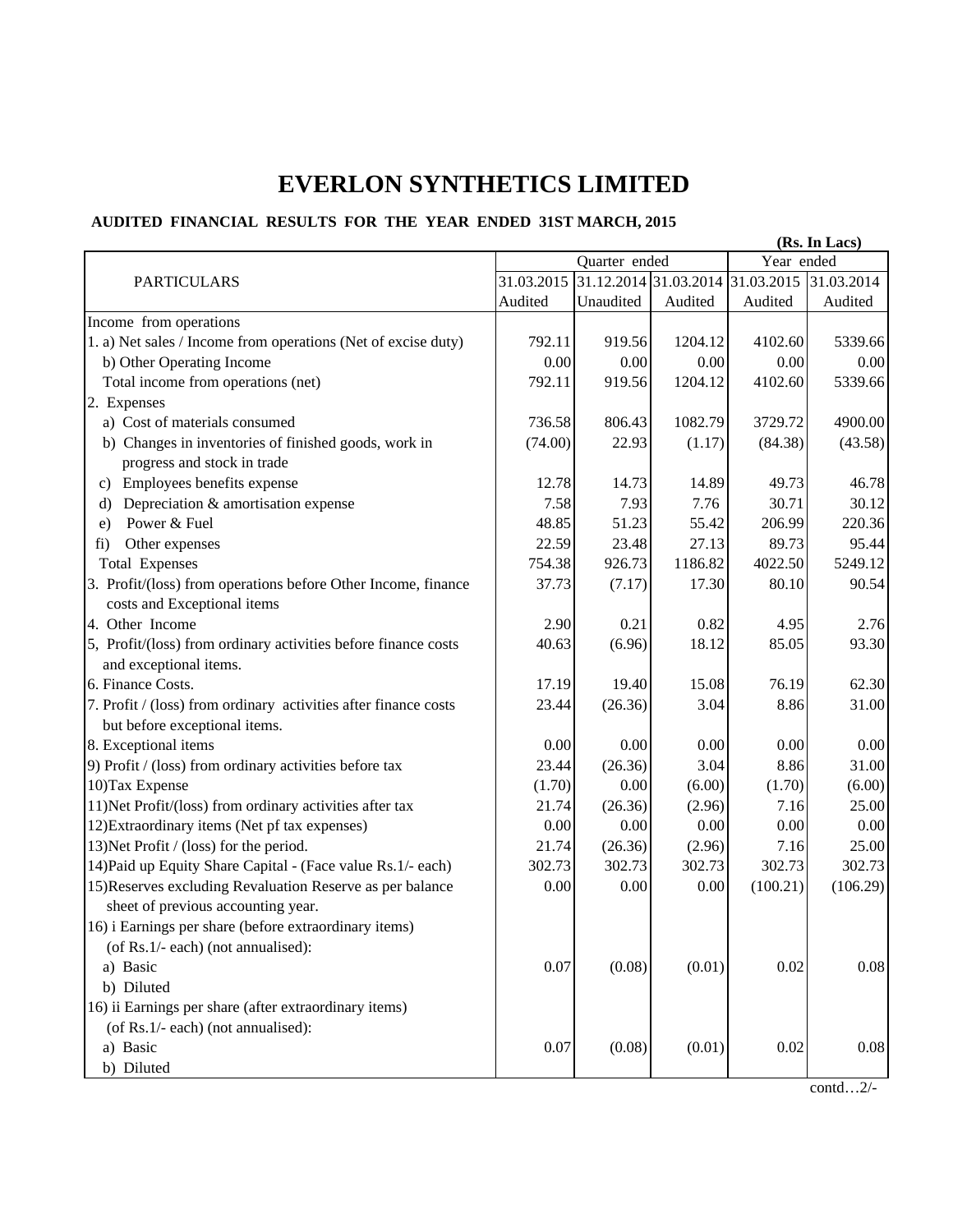# EVERLON SYNTHETICS LIMITED

**AUDITED FINANCIAL RESULTS FOR THE YEAR ENDED 31ST MARCH, 2015**

**(Rs. In Lacs)**

| PARTICULARS | Quarter ended | | | Year ended | |
|---|---|---|---|---|---|
| | 31.03.2015 | 31.12.2014 | 31.03.2014 | 31.03.2015 | 31.03.2014 |
| | Audited | Unaudited | Audited | Audited | Audited |
| Income from operations | | | | | |
| 1. a) Net sales / Income from operations (Net of excise duty) | 792.11 | 919.56 | 1204.12 | 4102.60 | 5339.66 |
| b) Other Operating Income | 0.00 | 0.00 | 0.00 | 0.00 | 0.00 |
| Total income from operations (net) | 792.11 | 919.56 | 1204.12 | 4102.60 | 5339.66 |
| 2. Expenses | | | | | |
| a) Cost of materials consumed | 736.58 | 806.43 | 1082.79 | 3729.72 | 4900.00 |
| b) Changes in inventories of finished goods, work in progress and stock in trade | (74.00) | 22.93 | (1.17) | (84.38) | (43.58) |
| c) Employees benefits expense | 12.78 | 14.73 | 14.89 | 49.73 | 46.78 |
| d) Depreciation & amortisation expense | 7.58 | 7.93 | 7.76 | 30.71 | 30.12 |
| e) Power & Fuel | 48.85 | 51.23 | 55.42 | 206.99 | 220.36 |
| fi) Other expenses | 22.59 | 23.48 | 27.13 | 89.73 | 95.44 |
| Total Expenses | 754.38 | 926.73 | 1186.82 | 4022.50 | 5249.12 |
| 3. Profit/(loss) from operations before Other Income, finance costs and Exceptional items | 37.73 | (7.17) | 17.30 | 80.10 | 90.54 |
| 4. Other Income | 2.90 | 0.21 | 0.82 | 4.95 | 2.76 |
| 5, Profit/(loss) from ordinary activities before finance costs and exceptional items. | 40.63 | (6.96) | 18.12 | 85.05 | 93.30 |
| 6. Finance Costs. | 17.19 | 19.40 | 15.08 | 76.19 | 62.30 |
| 7. Profit / (loss) from ordinary activities after finance costs but before exceptional items. | 23.44 | (26.36) | 3.04 | 8.86 | 31.00 |
| 8. Exceptional items | 0.00 | 0.00 | 0.00 | 0.00 | 0.00 |
| 9) Profit / (loss) from ordinary activities before tax | 23.44 | (26.36) | 3.04 | 8.86 | 31.00 |
| 10)Tax Expense | (1.70) | 0.00 | (6.00) | (1.70) | (6.00) |
| 11)Net Profit/(loss) from ordinary activities after tax | 21.74 | (26.36) | (2.96) | 7.16 | 25.00 |
| 12)Extraordinary items (Net pf tax expenses) | 0.00 | 0.00 | 0.00 | 0.00 | 0.00 |
| 13)Net Profit / (loss) for the period. | 21.74 | (26.36) | (2.96) | 7.16 | 25.00 |
| 14)Paid up Equity Share Capital - (Face value Rs.1/- each) | 302.73 | 302.73 | 302.73 | 302.73 | 302.73 |
| 15)Reserves excluding Revaluation Reserve as per balance sheet of previous accounting year. | 0.00 | 0.00 | 0.00 | (100.21) | (106.29) |
| 16) i Earnings per share (before extraordinary items) (of Rs.1/- each) (not annualised): | | | | | |
| a) Basic | 0.07 | (0.08) | (0.01) | 0.02 | 0.08 |
| b) Diluted | | | | | |
| 16) ii Earnings per share (after extraordinary items) (of Rs.1/- each) (not annualised): | | | | | |
| a) Basic | 0.07 | (0.08) | (0.01) | 0.02 | 0.08 |
| b) Diluted | | | | | |

contd…2/-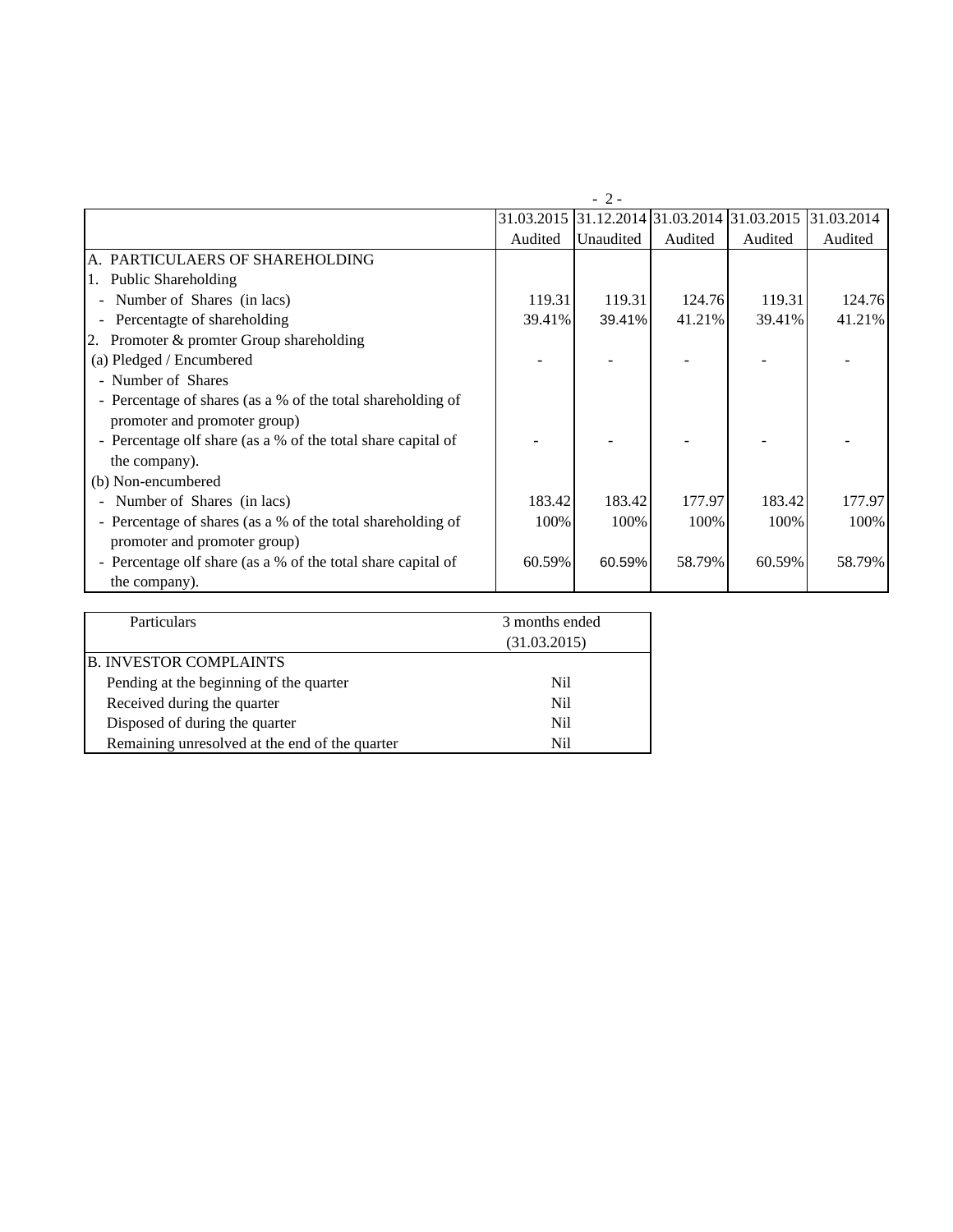| | 31.03.2015 | 31.12.2014 | 31.03.2014 | 31.03.2015 | 31.03.2014 |
|---|---|---|---|---|---|
| | Audited | Unaudited | Audited | Audited | Audited |
| A. PARTICULAERS OF SHAREHOLDING | | | | | |
| 1. Public Shareholding | | | | | |
| - Number of Shares (in lacs) | 119.31 | 119.31 | 124.76 | 119.31 | 124.76 |
| - Percentagte of shareholding | 39.41% | 39.41% | 41.21% | 39.41% | 41.21% |
| 2. Promoter & promter Group shareholding | | | | | |
| (a) Pledged / Encumbered | - | - | - | - | - |
| - Number of Shares | | | | | |
| - Percentage of shares (as a % of the total shareholding of promoter and promoter group) | | | | | |
| - Percentage olf share (as a % of the total share capital of the company). | - | - | - | - | - |
| (b) Non-encumbered | | | | | |
| - Number of Shares (in lacs) | 183.42 | 183.42 | 177.97 | 183.42 | 177.97 |
| - Percentage of shares (as a % of the total shareholding of promoter and promoter group) | 100% | 100% | 100% | 100% | 100% |
| - Percentage olf share (as a % of the total share capital of the company). | 60.59% | 60.59% | 58.79% | 60.59% | 58.79% |

| Particulars | 3 months ended (31.03.2015) |
|---|---|
| B. INVESTOR COMPLAINTS | |
| Pending at the beginning of the quarter | Nil |
| Received during the quarter | Nil |
| Disposed of during the quarter | Nil |
| Remaining unresolved at the end of the quarter | Nil |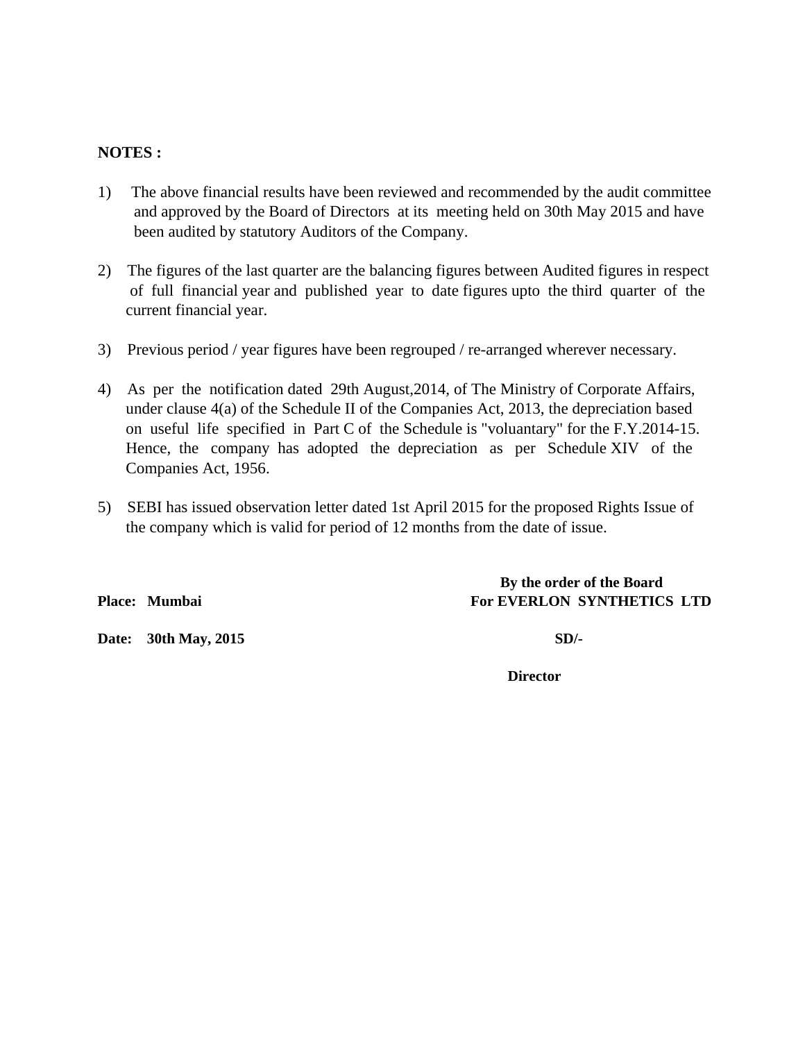**NOTES :**

1) The above financial results have been reviewed and recommended by the audit committee and approved by the Board of Directors at its meeting held on 30th May 2015 and have been audited by statutory Auditors of the Company.

2) The figures of the last quarter are the balancing figures between Audited figures in respect of full financial year and published year to date figures upto the third quarter of the current financial year.

3) Previous period / year figures have been regrouped / re-arranged wherever necessary.

4) As per the notification dated 29th August,2014, of The Ministry of Corporate Affairs, under clause 4(a) of the Schedule II of the Companies Act, 2013, the depreciation based on useful life specified in Part C of the Schedule is "voluantary" for the F.Y.2014-15. Hence, the company has adopted the depreciation as per Schedule XIV of the Companies Act, 1956.

5) SEBI has issued observation letter dated 1st April 2015 for the proposed Rights Issue of the company which is valid for period of 12 months from the date of issue.

**By the order of the Board**
**For EVERLON SYNTHETICS LTD**

**Place: Mumbai**

**Date: 30th May, 2015**

**SD/-**

**Director**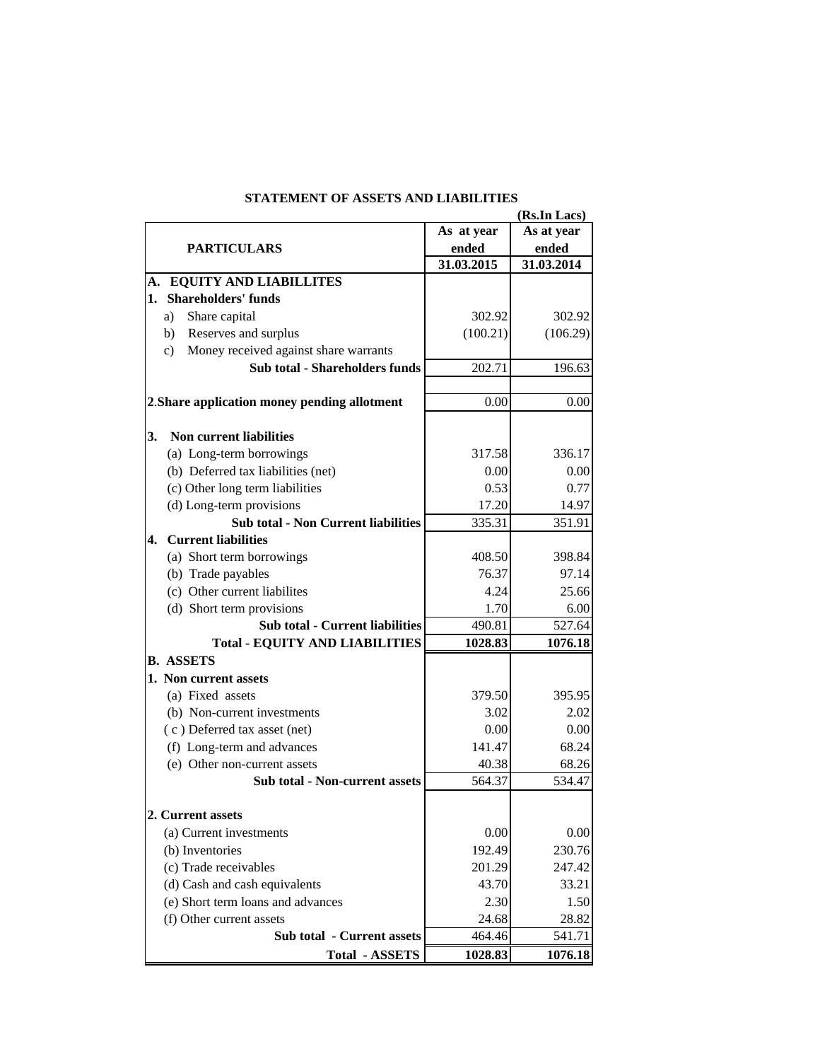# STATEMENT OF ASSETS AND LIABILITIES

(Rs.In Lacs)

| PARTICULARS | As at year ended 31.03.2015 | As at year ended 31.03.2014 |
|---|---|---|
| **A. EQUITY AND LIABILLITES** | | |
| **1. Shareholders' funds** | | |
| a) Share capital | 302.92 | 302.92 |
| b) Reserves and surplus | (100.21) | (106.29) |
| c) Money received against share warrants | | |
| **Sub total - Shareholders funds** | 202.71 | 196.63 |
| | | |
| 2.**Share application money pending allotment** | 0.00 | 0.00 |
| | | |
| **3. Non current liabilities** | | |
| (a) Long-term borrowings | 317.58 | 336.17 |
| (b) Deferred tax liabilities (net) | 0.00 | 0.00 |
| (c) Other long term liabilities | 0.53 | 0.77 |
| (d) Long-term provisions | 17.20 | 14.97 |
| **Sub total - Non Current liabilities** | 335.31 | 351.91 |
| **4. Current liabilities** | | |
| (a) Short term borrowings | 408.50 | 398.84 |
| (b) Trade payables | 76.37 | 97.14 |
| (c) Other current liabilites | 4.24 | 25.66 |
| (d) Short term provisions | 1.70 | 6.00 |
| **Sub total - Current liabilities** | 490.81 | 527.64 |
| **Total - EQUITY AND LIABILITIES** | **1028.83** | **1076.18** |
| **B. ASSETS** | | |
| **1. Non current assets** | | |
| (a) Fixed assets | 379.50 | 395.95 |
| (b) Non-current investments | 3.02 | 2.02 |
| ( c ) Deferred tax asset (net) | 0.00 | 0.00 |
| (f) Long-term and advances | 141.47 | 68.24 |
| (e) Other non-current assets | 40.38 | 68.26 |
| **Sub total - Non-current assets** | 564.37 | 534.47 |
| | | |
| **2. Current assets** | | |
| (a) Current investments | 0.00 | 0.00 |
| (b) Inventories | 192.49 | 230.76 |
| (c) Trade receivables | 201.29 | 247.42 |
| (d) Cash and cash equivalents | 43.70 | 33.21 |
| (e) Short term loans and advances | 2.30 | 1.50 |
| (f) Other current assets | 24.68 | 28.82 |
| **Sub total - Current assets** | 464.46 | 541.71 |
| **Total - ASSETS** | **1028.83** | **1076.18** |